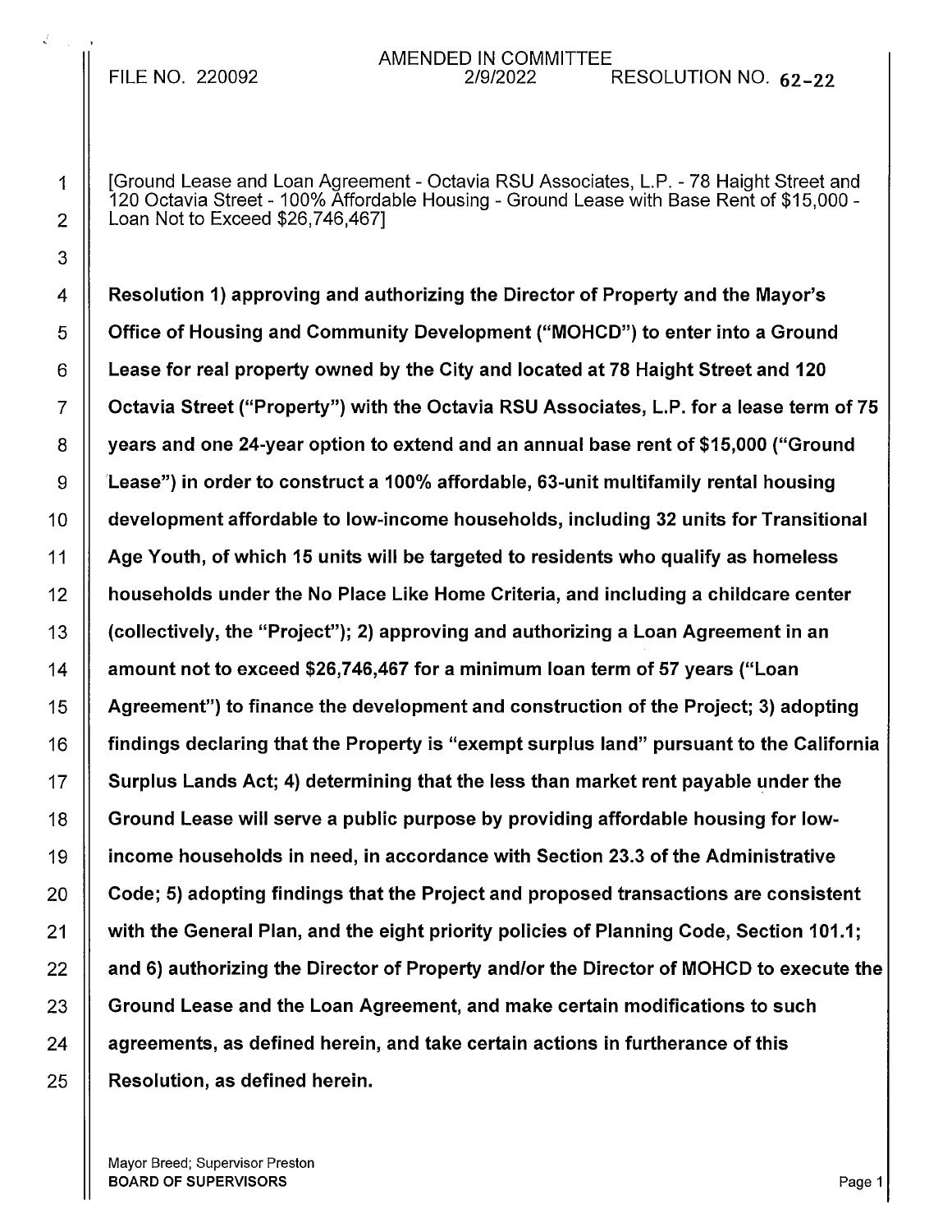FILE NO. 220092

AMENDED IN COMMITTEE
2/9/2022

RESOLUTION NO. 62-22

[Ground Lease and Loan Agreement - Octavia RSU Associates, L.P. - 78 Haight Street and 120 Octavia Street - 100% Affordable Housing - Ground Lease with Base Rent of $15,000 - Loan Not to Exceed $26,746,467]

**Resolution 1) approving and authorizing the Director of Property and the Mayor's Office of Housing and Community Development ("MOHCD") to enter into a Ground Lease for real property owned by the City and located at 78 Haight Street and 120 Octavia Street ("Property") with the Octavia RSU Associates, L.P. for a lease term of 75 years and one 24-year option to extend and an annual base rent of $15,000 ("Ground Lease") in order to construct a 100% affordable, 63-unit multifamily rental housing development affordable to low-income households, including 32 units for Transitional Age Youth, of which 15 units will be targeted to residents who qualify as homeless households under the No Place Like Home Criteria, and including a childcare center (collectively, the "Project"); 2) approving and authorizing a Loan Agreement in an amount not to exceed $26,746,467 for a minimum loan term of 57 years ("Loan Agreement") to finance the development and construction of the Project; 3) adopting findings declaring that the Property is "exempt surplus land" pursuant to the California Surplus Lands Act; 4) determining that the less than market rent payable under the Ground Lease will serve a public purpose by providing affordable housing for low-income households in need, in accordance with Section 23.3 of the Administrative Code; 5) adopting findings that the Project and proposed transactions are consistent with the General Plan, and the eight priority policies of Planning Code, Section 101.1; and 6) authorizing the Director of Property and/or the Director of MOHCD to execute the Ground Lease and the Loan Agreement, and make certain modifications to such agreements, as defined herein, and take certain actions in furtherance of this Resolution, as defined herein.**

Mayor Breed; Supervisor Preston
**BOARD OF SUPERVISORS**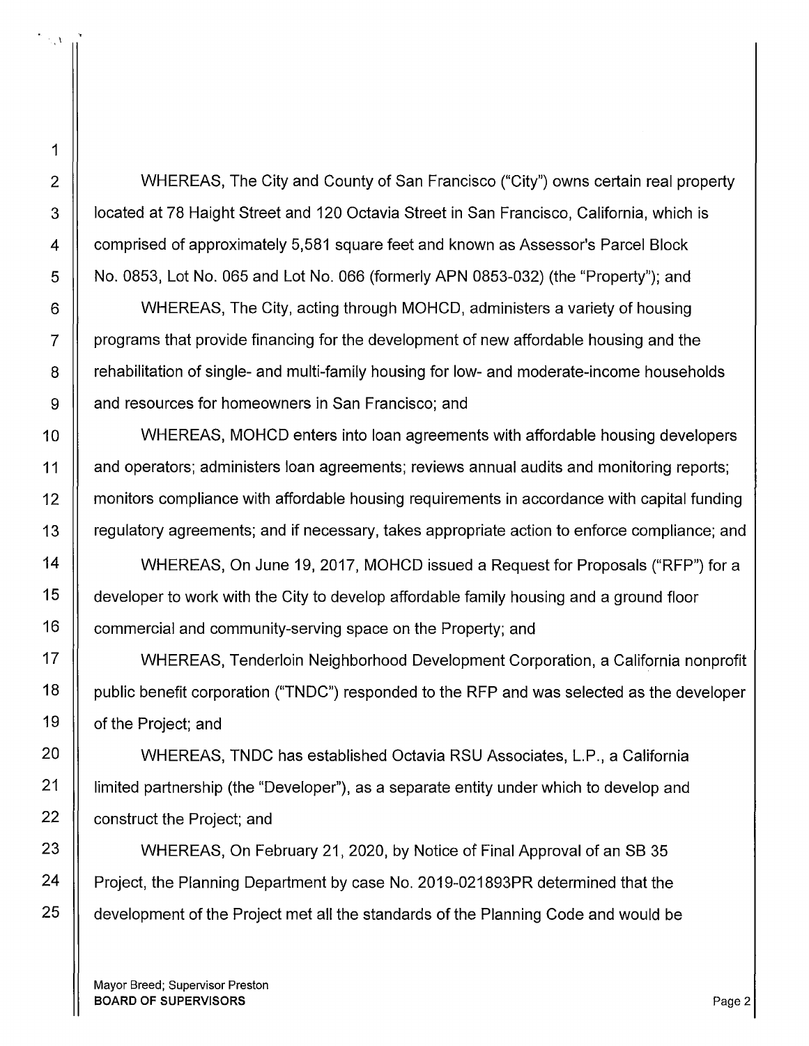WHEREAS, The City and County of San Francisco ("City") owns certain real property located at 78 Haight Street and 120 Octavia Street in San Francisco, California, which is comprised of approximately 5,581 square feet and known as Assessor's Parcel Block No. 0853, Lot No. 065 and Lot No. 066 (formerly APN 0853-032) (the "Property"); and

WHEREAS, The City, acting through MOHCD, administers a variety of housing programs that provide financing for the development of new affordable housing and the rehabilitation of single- and multi-family housing for low- and moderate-income households and resources for homeowners in San Francisco; and

WHEREAS, MOHCD enters into loan agreements with affordable housing developers and operators; administers loan agreements; reviews annual audits and monitoring reports; monitors compliance with affordable housing requirements in accordance with capital funding regulatory agreements; and if necessary, takes appropriate action to enforce compliance; and

WHEREAS, On June 19, 2017, MOHCD issued a Request for Proposals ("RFP") for a developer to work with the City to develop affordable family housing and a ground floor commercial and community-serving space on the Property; and

WHEREAS, Tenderloin Neighborhood Development Corporation, a California nonprofit public benefit corporation ("TNDC") responded to the RFP and was selected as the developer of the Project; and

WHEREAS, TNDC has established Octavia RSU Associates, L.P., a California limited partnership (the "Developer"), as a separate entity under which to develop and construct the Project; and

WHEREAS, On February 21, 2020, by Notice of Final Approval of an SB 35 Project, the Planning Department by case No. 2019-021893PR determined that the development of the Project met all the standards of the Planning Code and would be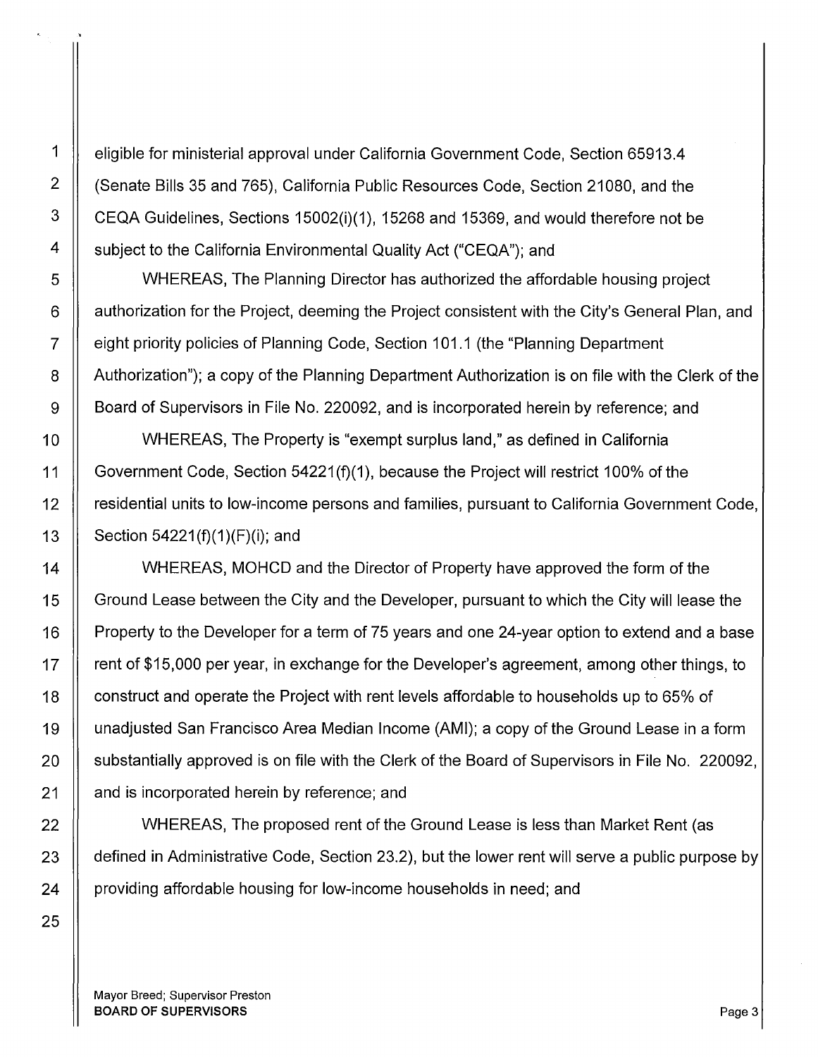eligible for ministerial approval under California Government Code, Section 65913.4 (Senate Bills 35 and 765), California Public Resources Code, Section 21080, and the CEQA Guidelines, Sections 15002(i)(1), 15268 and 15369, and would therefore not be subject to the California Environmental Quality Act ("CEQA"); and

WHEREAS, The Planning Director has authorized the affordable housing project authorization for the Project, deeming the Project consistent with the City's General Plan, and eight priority policies of Planning Code, Section 101.1 (the "Planning Department Authorization"); a copy of the Planning Department Authorization is on file with the Clerk of the Board of Supervisors in File No. 220092, and is incorporated herein by reference; and

WHEREAS, The Property is "exempt surplus land," as defined in California Government Code, Section 54221(f)(1), because the Project will restrict 100% of the residential units to low-income persons and families, pursuant to California Government Code, Section 54221(f)(1)(F)(i); and

WHEREAS, MOHCD and the Director of Property have approved the form of the Ground Lease between the City and the Developer, pursuant to which the City will lease the Property to the Developer for a term of 75 years and one 24-year option to extend and a base rent of $15,000 per year, in exchange for the Developer's agreement, among other things, to construct and operate the Project with rent levels affordable to households up to 65% of unadjusted San Francisco Area Median Income (AMI); a copy of the Ground Lease in a form substantially approved is on file with the Clerk of the Board of Supervisors in File No. 220092, and is incorporated herein by reference; and

WHEREAS, The proposed rent of the Ground Lease is less than Market Rent (as defined in Administrative Code, Section 23.2), but the lower rent will serve a public purpose by providing affordable housing for low-income households in need; and

Mayor Breed; Supervisor Preston
**BOARD OF SUPERVISORS**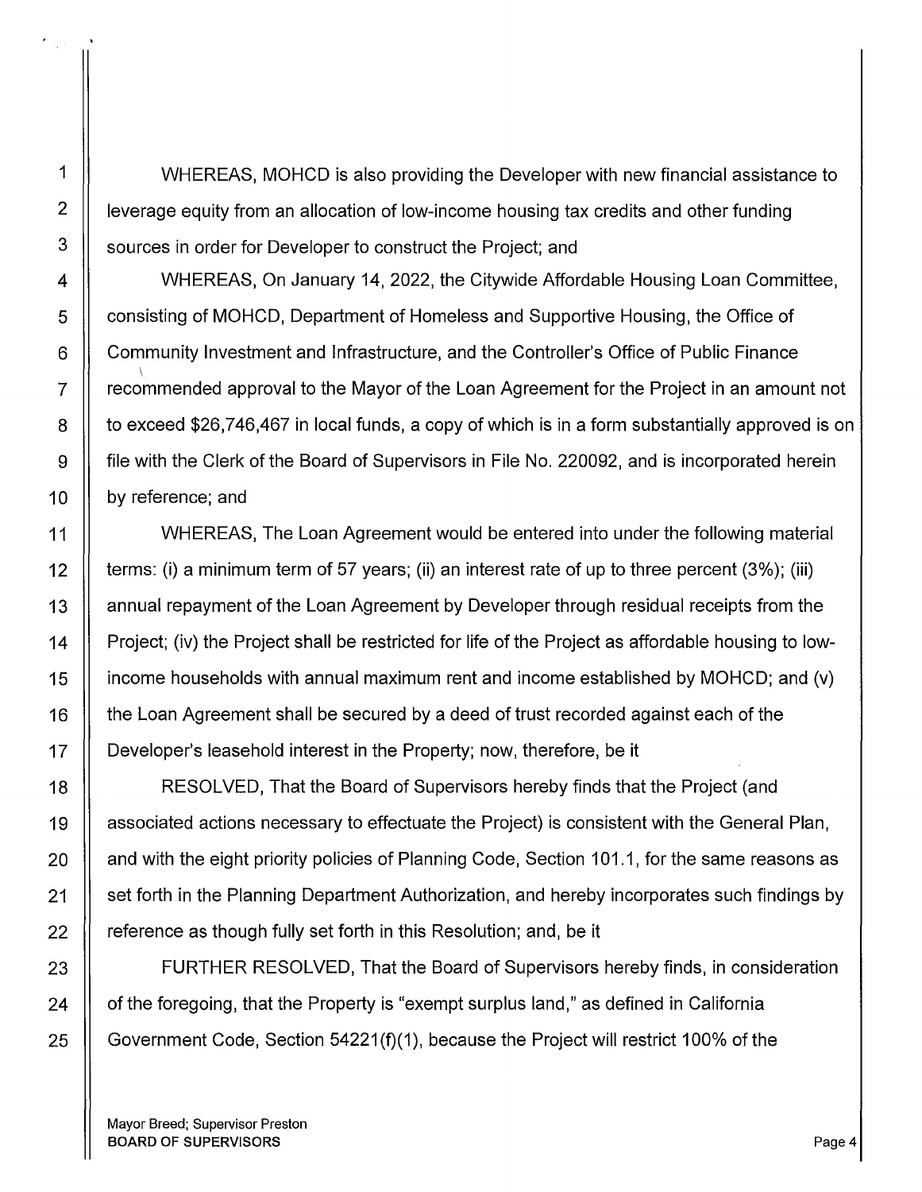WHEREAS, MOHCD is also providing the Developer with new financial assistance to leverage equity from an allocation of low-income housing tax credits and other funding sources in order for Developer to construct the Project; and

WHEREAS, On January 14, 2022, the Citywide Affordable Housing Loan Committee, consisting of MOHCD, Department of Homeless and Supportive Housing, the Office of Community Investment and Infrastructure, and the Controller's Office of Public Finance recommended approval to the Mayor of the Loan Agreement for the Project in an amount not to exceed $26,746,467 in local funds, a copy of which is in a form substantially approved is on file with the Clerk of the Board of Supervisors in File No. 220092, and is incorporated herein by reference; and

WHEREAS, The Loan Agreement would be entered into under the following material terms: (i) a minimum term of 57 years; (ii) an interest rate of up to three percent (3%); (iii) annual repayment of the Loan Agreement by Developer through residual receipts from the Project; (iv) the Project shall be restricted for life of the Project as affordable housing to low-income households with annual maximum rent and income established by MOHCD; and (v) the Loan Agreement shall be secured by a deed of trust recorded against each of the Developer's leasehold interest in the Property; now, therefore, be it

RESOLVED, That the Board of Supervisors hereby finds that the Project (and associated actions necessary to effectuate the Project) is consistent with the General Plan, and with the eight priority policies of Planning Code, Section 101.1, for the same reasons as set forth in the Planning Department Authorization, and hereby incorporates such findings by reference as though fully set forth in this Resolution; and, be it

FURTHER RESOLVED, That the Board of Supervisors hereby finds, in consideration of the foregoing, that the Property is "exempt surplus land," as defined in California Government Code, Section 54221(f)(1), because the Project will restrict 100% of the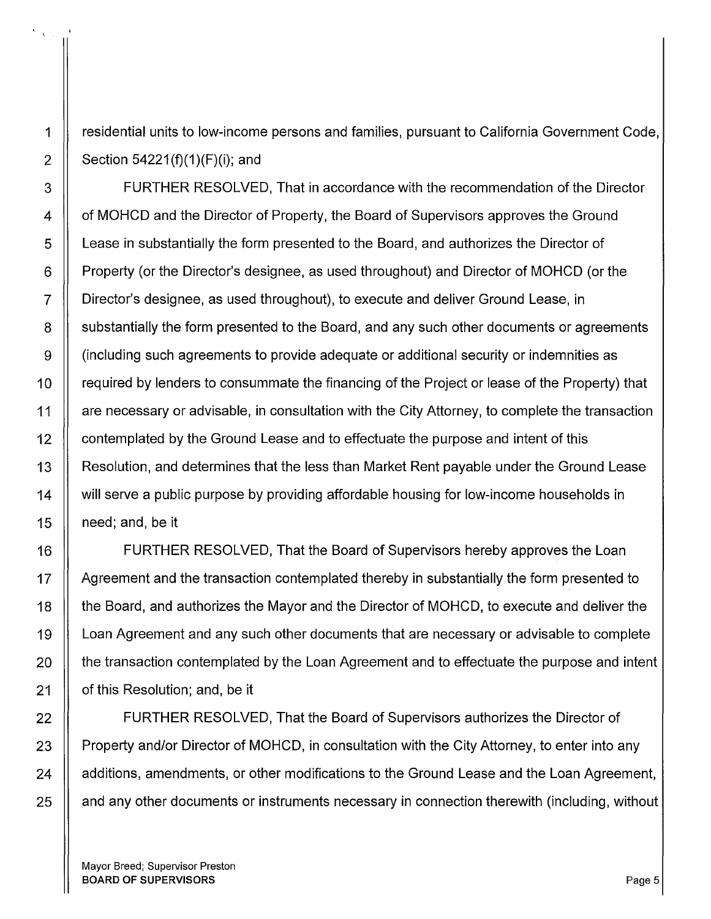residential units to low-income persons and families, pursuant to California Government Code, Section 54221(f)(1)(F)(i); and

FURTHER RESOLVED, That in accordance with the recommendation of the Director of MOHCD and the Director of Property, the Board of Supervisors approves the Ground Lease in substantially the form presented to the Board, and authorizes the Director of Property (or the Director's designee, as used throughout) and Director of MOHCD (or the Director's designee, as used throughout), to execute and deliver Ground Lease, in substantially the form presented to the Board, and any such other documents or agreements (including such agreements to provide adequate or additional security or indemnities as required by lenders to consummate the financing of the Project or lease of the Property) that are necessary or advisable, in consultation with the City Attorney, to complete the transaction contemplated by the Ground Lease and to effectuate the purpose and intent of this Resolution, and determines that the less than Market Rent payable under the Ground Lease will serve a public purpose by providing affordable housing for low-income households in need; and, be it

FURTHER RESOLVED, That the Board of Supervisors hereby approves the Loan Agreement and the transaction contemplated thereby in substantially the form presented to the Board, and authorizes the Mayor and the Director of MOHCD, to execute and deliver the Loan Agreement and any such other documents that are necessary or advisable to complete the transaction contemplated by the Loan Agreement and to effectuate the purpose and intent of this Resolution; and, be it

FURTHER RESOLVED, That the Board of Supervisors authorizes the Director of Property and/or Director of MOHCD, in consultation with the City Attorney, to enter into any additions, amendments, or other modifications to the Ground Lease and the Loan Agreement, and any other documents or instruments necessary in connection therewith (including, without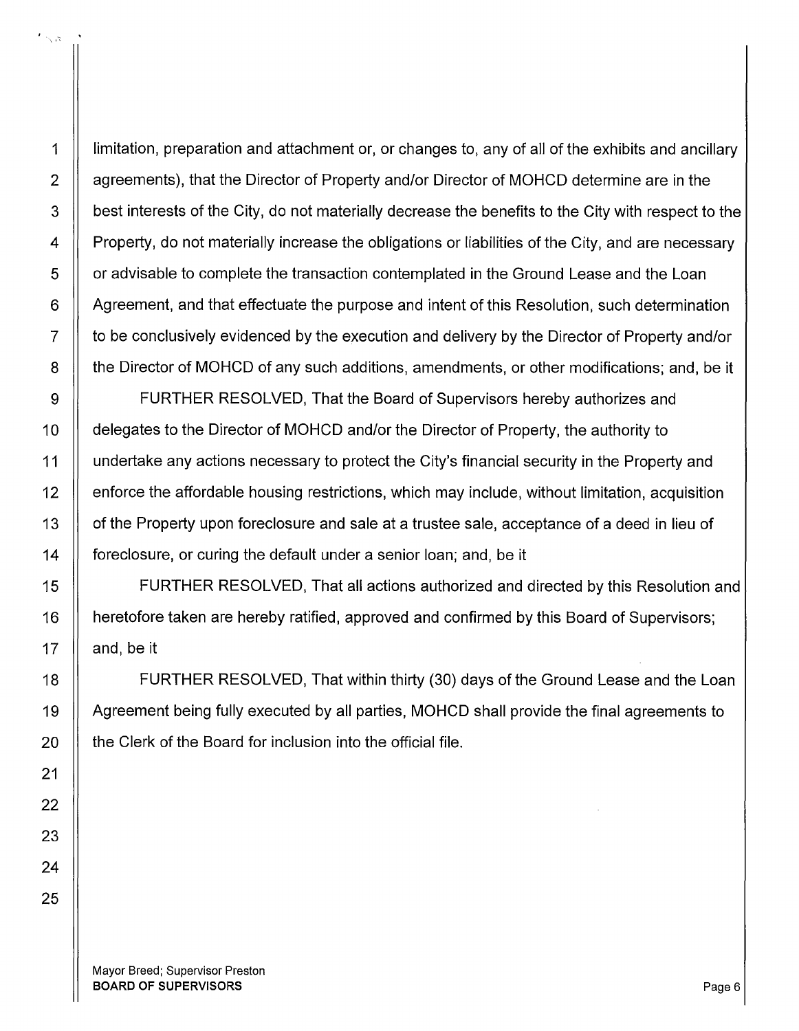limitation, preparation and attachment or, or changes to, any of all of the exhibits and ancillary agreements), that the Director of Property and/or Director of MOHCD determine are in the best interests of the City, do not materially decrease the benefits to the City with respect to the Property, do not materially increase the obligations or liabilities of the City, and are necessary or advisable to complete the transaction contemplated in the Ground Lease and the Loan Agreement, and that effectuate the purpose and intent of this Resolution, such determination to be conclusively evidenced by the execution and delivery by the Director of Property and/or the Director of MOHCD of any such additions, amendments, or other modifications; and, be it

FURTHER RESOLVED, That the Board of Supervisors hereby authorizes and delegates to the Director of MOHCD and/or the Director of Property, the authority to undertake any actions necessary to protect the City's financial security in the Property and enforce the affordable housing restrictions, which may include, without limitation, acquisition of the Property upon foreclosure and sale at a trustee sale, acceptance of a deed in lieu of foreclosure, or curing the default under a senior loan; and, be it

FURTHER RESOLVED, That all actions authorized and directed by this Resolution and heretofore taken are hereby ratified, approved and confirmed by this Board of Supervisors; and, be it

FURTHER RESOLVED, That within thirty (30) days of the Ground Lease and the Loan Agreement being fully executed by all parties, MOHCD shall provide the final agreements to the Clerk of the Board for inclusion into the official file.

Mayor Breed; Supervisor Preston
**BOARD OF SUPERVISORS**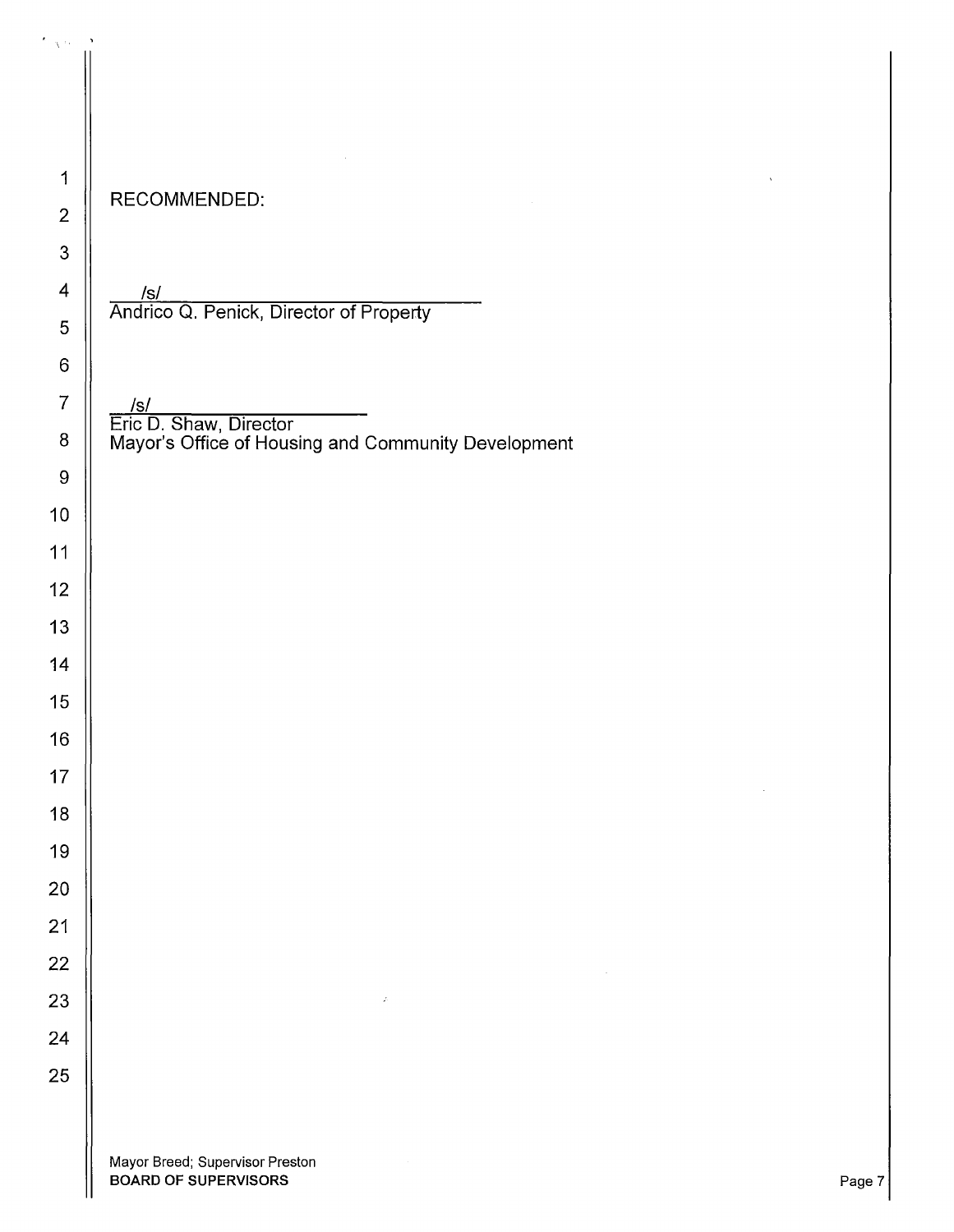RECOMMENDED:

/s/
Andrico Q. Penick, Director of Property

/s/
Eric D. Shaw, Director
Mayor's Office of Housing and Community Development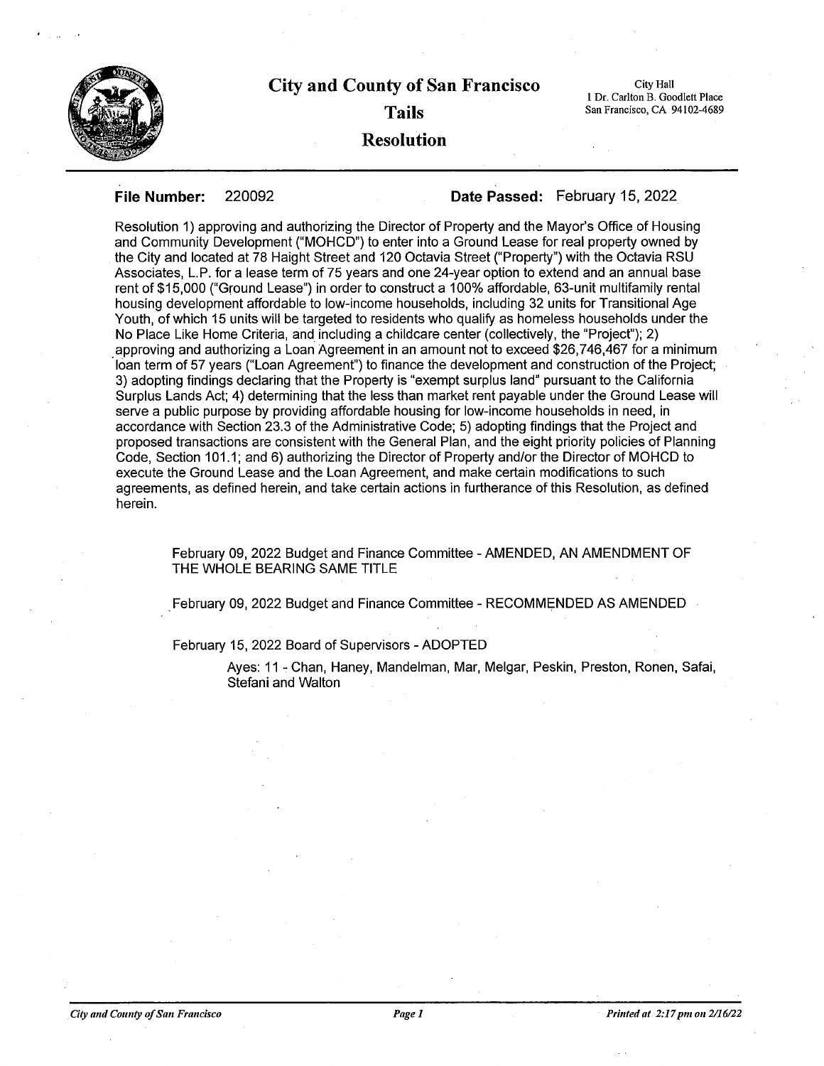# City and County of San Francisco

## Tails

## Resolution

City Hall
1 Dr. Carlton B. Goodlett Place
San Francisco, CA 94102-4689

---

**File Number:** 220092 **Date Passed:** February 15, 2022

Resolution 1) approving and authorizing the Director of Property and the Mayor's Office of Housing and Community Development ("MOHCD") to enter into a Ground Lease for real property owned by the City and located at 78 Haight Street and 120 Octavia Street ("Property") with the Octavia RSU Associates, L.P. for a lease term of 75 years and one 24-year option to extend and an annual base rent of $15,000 ("Ground Lease") in order to construct a 100% affordable, 63-unit multifamily rental housing development affordable to low-income households, including 32 units for Transitional Age Youth, of which 15 units will be targeted to residents who qualify as homeless households under the No Place Like Home Criteria, and including a childcare center (collectively, the "Project"); 2) approving and authorizing a Loan Agreement in an amount not to exceed $26,746,467 for a minimum loan term of 57 years ("Loan Agreement") to finance the development and construction of the Project; 3) adopting findings declaring that the Property is "exempt surplus land" pursuant to the California Surplus Lands Act; 4) determining that the less than market rent payable under the Ground Lease will serve a public purpose by providing affordable housing for low-income households in need, in accordance with Section 23.3 of the Administrative Code; 5) adopting findings that the Project and proposed transactions are consistent with the General Plan, and the eight priority policies of Planning Code, Section 101.1; and 6) authorizing the Director of Property and/or the Director of MOHCD to execute the Ground Lease and the Loan Agreement, and make certain modifications to such agreements, as defined herein, and take certain actions in furtherance of this Resolution, as defined herein.

February 09, 2022 Budget and Finance Committee - AMENDED, AN AMENDMENT OF THE WHOLE BEARING SAME TITLE

February 09, 2022 Budget and Finance Committee - RECOMMENDED AS AMENDED

February 15, 2022 Board of Supervisors - ADOPTED

Ayes: 11 - Chan, Haney, Mandelman, Mar, Melgar, Peskin, Preston, Ronen, Safai, Stefani and Walton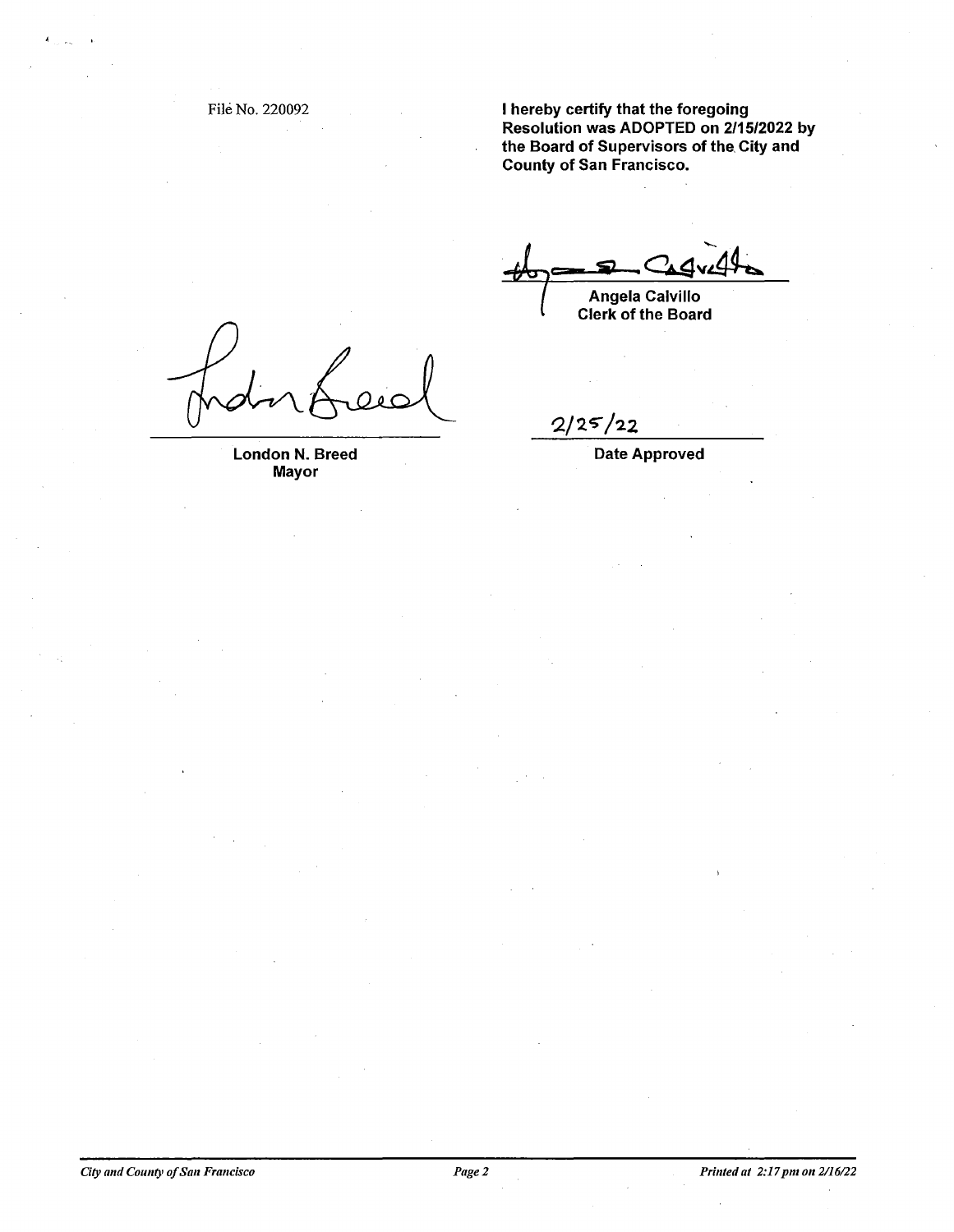File No. 220092

**I hereby certify that the foregoing Resolution was ADOPTED on 2/15/2022 by the Board of Supervisors of the City and County of San Francisco.**

**Angela Calvillo**
**Clerk of the Board**

**London N. Breed**
**Mayor**

2/25/22

**Date Approved**